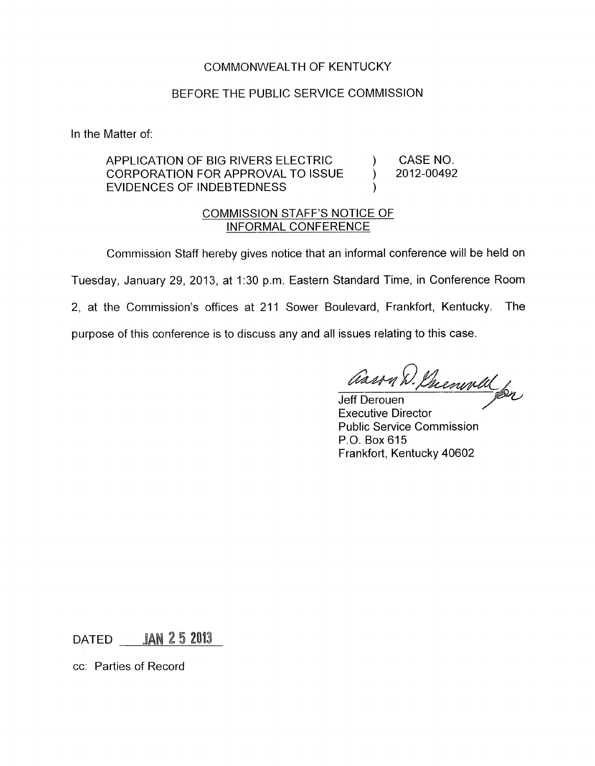COMMONWEALTH OF KENTUCKY

BEFORE THE PUBLIC SERVICE COMMISSION

In the Matter of:

| | | |
|---|---|---|
| APPLICATION OF BIG RIVERS ELECTRIC CORPORATION FOR APPROVAL TO ISSUE EVIDENCES OF INDEBTEDNESS | ) ) ) | CASE NO. 2012-00492 |

COMMISSION STAFF'S NOTICE OF INFORMAL CONFERENCE

Commission Staff hereby gives notice that an informal conference will be held on Tuesday, January 29, 2013, at 1:30 p.m. Eastern Standard Time, in Conference Room 2, at the Commission's offices at 211 Sower Boulevard, Frankfort, Kentucky. The purpose of this conference is to discuss any and all issues relating to this case.

Jeff Derouen
Executive Director
Public Service Commission
P.O. Box 615
Frankfort, Kentucky 40602

DATED JAN 25 2013

cc: Parties of Record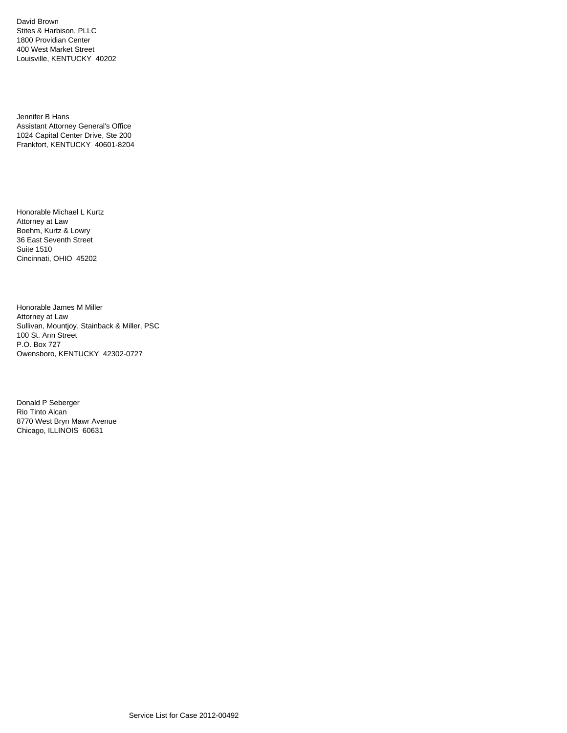David Brown
Stites & Harbison, PLLC
1800 Providian Center
400 West Market Street
Louisville, KENTUCKY 40202

Jennifer B Hans
Assistant Attorney General's Office
1024 Capital Center Drive, Ste 200
Frankfort, KENTUCKY 40601-8204

Honorable Michael L Kurtz
Attorney at Law
Boehm, Kurtz & Lowry
36 East Seventh Street
Suite 1510
Cincinnati, OHIO 45202

Honorable James M Miller
Attorney at Law
Sullivan, Mountjoy, Stainback & Miller, PSC
100 St. Ann Street
P.O. Box 727
Owensboro, KENTUCKY 42302-0727

Donald P Seberger
Rio Tinto Alcan
8770 West Bryn Mawr Avenue
Chicago, ILLINOIS 60631

Service List for Case 2012-00492